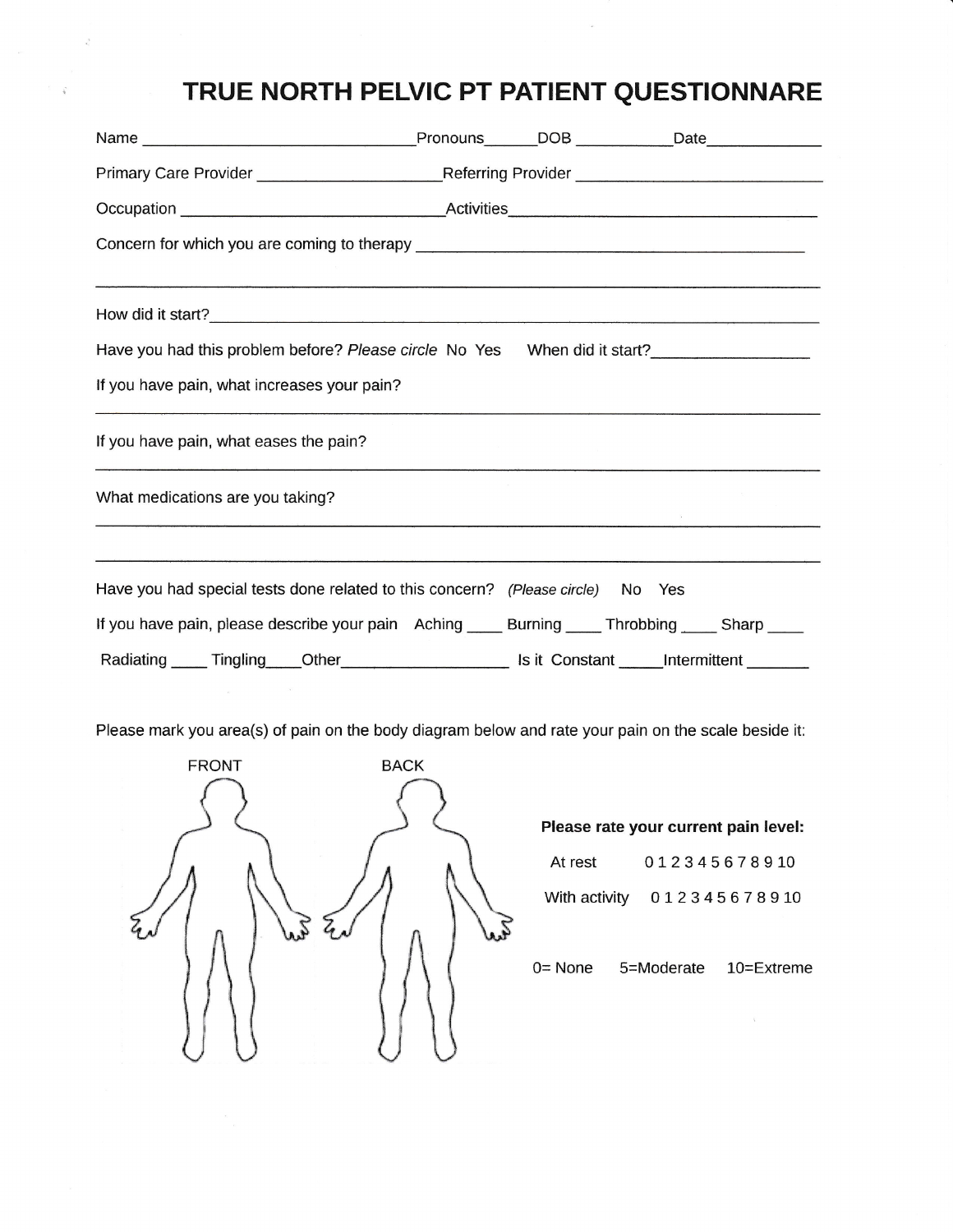# TRUE NORTH PELVIC PT PATIENT QUESTIONNARE

Name ______________________________ Pronouns______ DOB ___________ Date_____________

Primary Care Provider ____________________ Referring Provider ___________________________

Occupation _____________________________ Activities___________________________________

Concern for which you are coming to therapy _____________________________________________

_______________________________________________________________________________

How did it start?__________________________________________________________________

Have you had this problem before? *Please circle* No Yes When did it start?_________________

If you have pain, what increases your pain?

_______________________________________________________________________________

If you have pain, what eases the pain?

_______________________________________________________________________________

What medications are you taking?

_______________________________________________________________________________

_______________________________________________________________________________

Have you had special tests done related to this concern? *(Please circle)* No Yes

If you have pain, please describe your pain Aching ____ Burning ____ Throbbing ____ Sharp ____

Radiating ____ Tingling____ Other__________________ Is it Constant _____ Intermittent _______

Please mark you area(s) of pain on the body diagram below and rate your pain on the scale beside it:

FRONT BACK

**Please rate your current pain level:**

At rest 0 1 2 3 4 5 6 7 8 9 10

With activity 0 1 2 3 4 5 6 7 8 9 10

0= None 5=Moderate 10=Extreme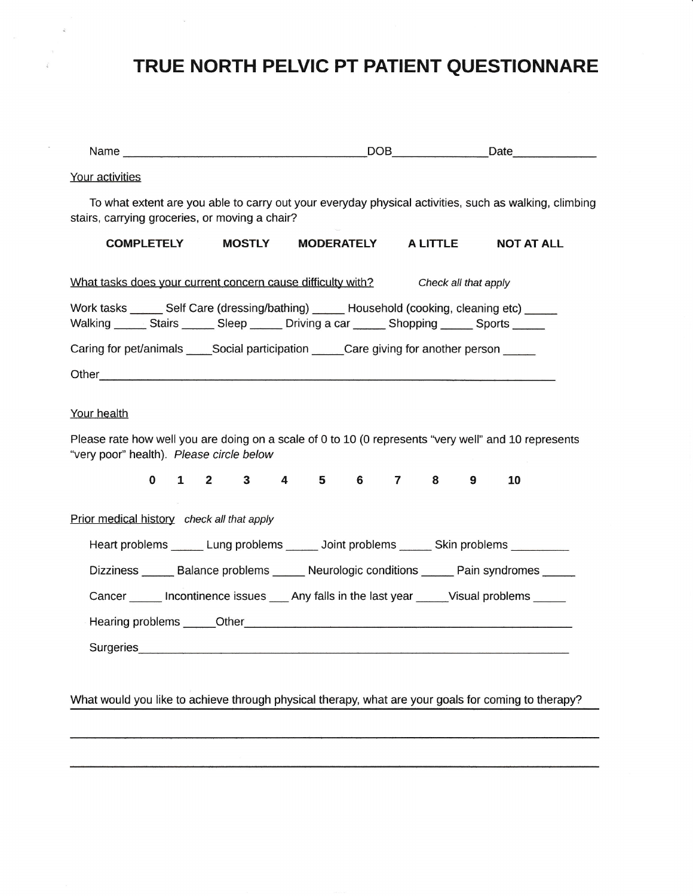# TRUE NORTH PELVIC PT PATIENT QUESTIONNARE

Name ________________________________________ DOB _______________ Date _____________

Your activities

To what extent are you able to carry out your everyday physical activities, such as walking, climbing stairs, carrying groceries, or moving a chair?

**COMPLETELY** **MOSTLY** **MODERATELY** **A LITTLE** **NOT AT ALL**

What tasks does your current concern cause difficulty with? *Check all that apply*

Work tasks _____ Self Care (dressing/bathing) _____ Household (cooking, cleaning etc) _____
Walking _____ Stairs _____ Sleep _____ Driving a car _____ Shopping _____ Sports _____

Caring for pet/animals ____ Social participation _____ Care giving for another person _____

Other ______________________________________________________________________

Your health

Please rate how well you are doing on a scale of 0 to 10 (0 represents "very well" and 10 represents "very poor" health). *Please circle below*

**0 1 2 3 4 5 6 7 8 9 10**

Prior medical history *check all that apply*

Heart problems _____ Lung problems _____ Joint problems _____ Skin problems _________

Dizziness _____ Balance problems _____ Neurologic conditions _____ Pain syndromes _____

Cancer _____ Incontinence issues ___ Any falls in the last year _____ Visual problems _____

Hearing problems _____ Other ______________________________________________________

Surgeries __________________________________________________________________

What would you like to achieve through physical therapy, what are your goals for coming to therapy?

______________________________________________________________________________

______________________________________________________________________________